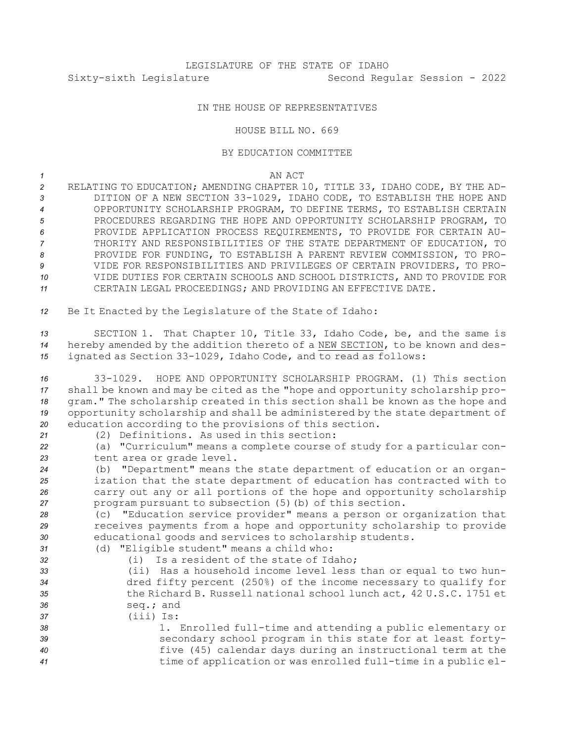LEGISLATURE OF THE STATE OF IDAHO
Sixty-sixth Legislature Second Regular Session - 2022

IN THE HOUSE OF REPRESENTATIVES

HOUSE BILL NO. 669

BY EDUCATION COMMITTEE

AN ACT

RELATING TO EDUCATION; AMENDING CHAPTER 10, TITLE 33, IDAHO CODE, BY THE ADDITION OF A NEW SECTION 33-1029, IDAHO CODE, TO ESTABLISH THE HOPE AND OPPORTUNITY SCHOLARSHIP PROGRAM, TO DEFINE TERMS, TO ESTABLISH CERTAIN PROCEDURES REGARDING THE HOPE AND OPPORTUNITY SCHOLARSHIP PROGRAM, TO PROVIDE APPLICATION PROCESS REQUIREMENTS, TO PROVIDE FOR CERTAIN AUTHORITY AND RESPONSIBILITIES OF THE STATE DEPARTMENT OF EDUCATION, TO PROVIDE FOR FUNDING, TO ESTABLISH A PARENT REVIEW COMMISSION, TO PROVIDE FOR RESPONSIBILITIES AND PRIVILEGES OF CERTAIN PROVIDERS, TO PROVIDE DUTIES FOR CERTAIN SCHOOLS AND SCHOOL DISTRICTS, AND TO PROVIDE FOR CERTAIN LEGAL PROCEEDINGS; AND PROVIDING AN EFFECTIVE DATE.

Be It Enacted by the Legislature of the State of Idaho:

SECTION 1. That Chapter 10, Title 33, Idaho Code, be, and the same is hereby amended by the addition thereto of a NEW SECTION, to be known and designated as Section 33-1029, Idaho Code, and to read as follows:

33-1029. HOPE AND OPPORTUNITY SCHOLARSHIP PROGRAM. (1) This section shall be known and may be cited as the "hope and opportunity scholarship program." The scholarship created in this section shall be known as the hope and opportunity scholarship and shall be administered by the state department of education according to the provisions of this section.

(2) Definitions. As used in this section:

(a) "Curriculum" means a complete course of study for a particular content area or grade level.

(b) "Department" means the state department of education or an organization that the state department of education has contracted with to carry out any or all portions of the hope and opportunity scholarship program pursuant to subsection (5)(b) of this section.

(c) "Education service provider" means a person or organization that receives payments from a hope and opportunity scholarship to provide educational goods and services to scholarship students.

(d) "Eligible student" means a child who:

(i) Is a resident of the state of Idaho;

(ii) Has a household income level less than or equal to two hundred fifty percent (250%) of the income necessary to qualify for the Richard B. Russell national school lunch act, 42 U.S.C. 1751 et seq.; and

(iii) Is:

1. Enrolled full-time and attending a public elementary or secondary school program in this state for at least forty-five (45) calendar days during an instructional term at the time of application or was enrolled full-time in a public el-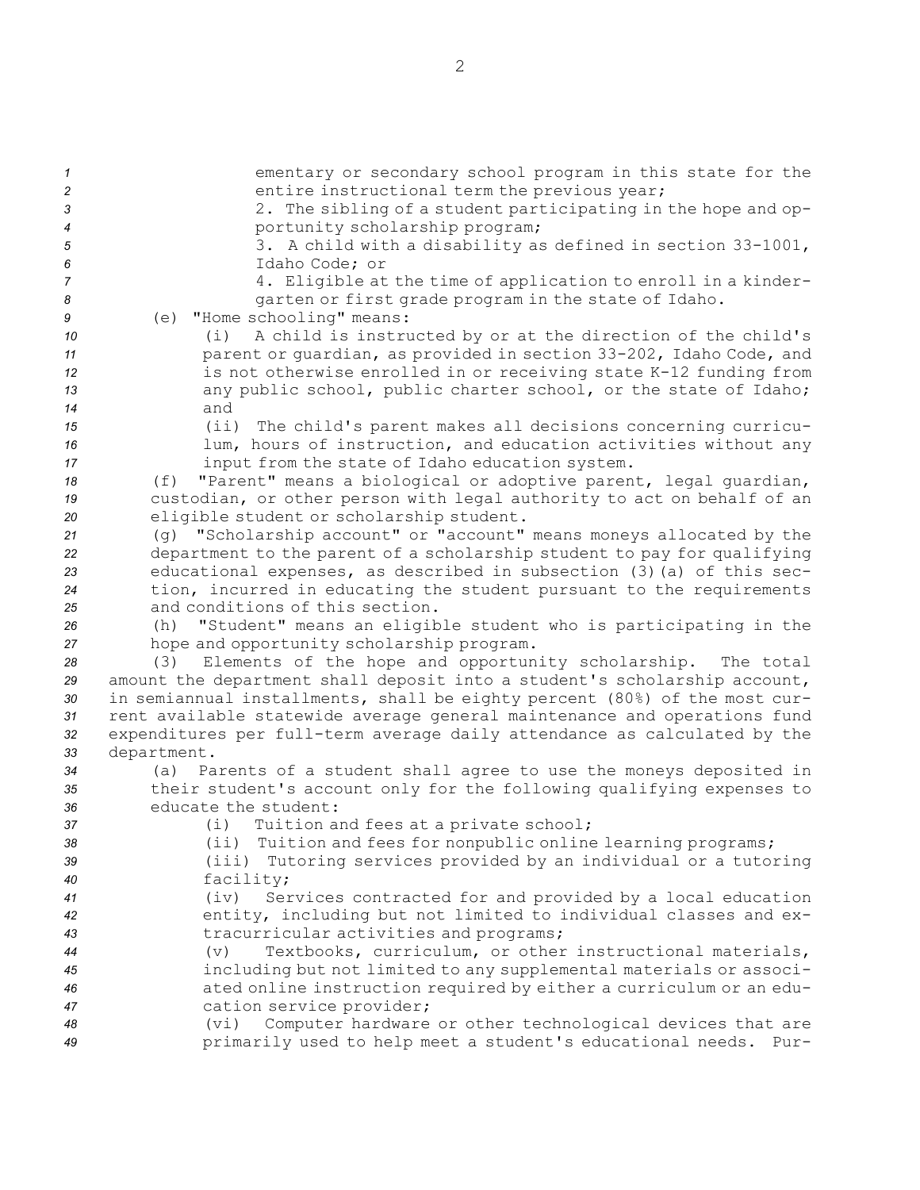ementary or secondary school program in this state for the entire instructional term the previous year;

2. The sibling of a student participating in the hope and opportunity scholarship program;

3. A child with a disability as defined in section 33-1001, Idaho Code; or

4. Eligible at the time of application to enroll in a kindergarten or first grade program in the state of Idaho.

(e) "Home schooling" means:

(i) A child is instructed by or at the direction of the child's parent or guardian, as provided in section 33-202, Idaho Code, and is not otherwise enrolled in or receiving state K-12 funding from any public school, public charter school, or the state of Idaho; and

(ii) The child's parent makes all decisions concerning curriculum, hours of instruction, and education activities without any input from the state of Idaho education system.

(f) "Parent" means a biological or adoptive parent, legal guardian, custodian, or other person with legal authority to act on behalf of an eligible student or scholarship student.

(g) "Scholarship account" or "account" means moneys allocated by the department to the parent of a scholarship student to pay for qualifying educational expenses, as described in subsection (3)(a) of this section, incurred in educating the student pursuant to the requirements and conditions of this section.

(h) "Student" means an eligible student who is participating in the hope and opportunity scholarship program.

(3) Elements of the hope and opportunity scholarship. The total amount the department shall deposit into a student's scholarship account, in semiannual installments, shall be eighty percent (80%) of the most current available statewide average general maintenance and operations fund expenditures per full-term average daily attendance as calculated by the department.

(a) Parents of a student shall agree to use the moneys deposited in their student's account only for the following qualifying expenses to educate the student:

(i) Tuition and fees at a private school;

(ii) Tuition and fees for nonpublic online learning programs;

(iii) Tutoring services provided by an individual or a tutoring facility;

(iv) Services contracted for and provided by a local education entity, including but not limited to individual classes and extracurricular activities and programs;

(v) Textbooks, curriculum, or other instructional materials, including but not limited to any supplemental materials or associated online instruction required by either a curriculum or an education service provider;

(vi) Computer hardware or other technological devices that are primarily used to help meet a student's educational needs. Pur-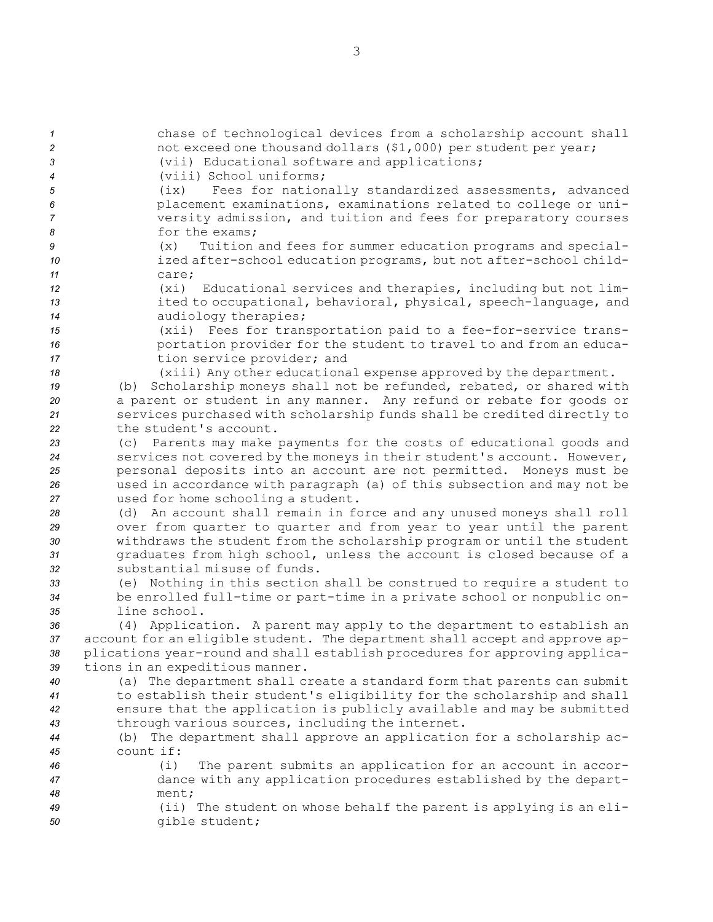chase of technological devices from a scholarship account shall not exceed one thousand dollars ($1,000) per student per year;

(vii) Educational software and applications;

(viii) School uniforms;

(ix) Fees for nationally standardized assessments, advanced placement examinations, examinations related to college or university admission, and tuition and fees for preparatory courses for the exams;

(x) Tuition and fees for summer education programs and specialized after-school education programs, but not after-school childcare;

(xi) Educational services and therapies, including but not limited to occupational, behavioral, physical, speech-language, and audiology therapies;

(xii) Fees for transportation paid to a fee-for-service transportation provider for the student to travel to and from an education service provider; and

(xiii) Any other educational expense approved by the department.

(b) Scholarship moneys shall not be refunded, rebated, or shared with a parent or student in any manner. Any refund or rebate for goods or services purchased with scholarship funds shall be credited directly to the student's account.

(c) Parents may make payments for the costs of educational goods and services not covered by the moneys in their student's account. However, personal deposits into an account are not permitted. Moneys must be used in accordance with paragraph (a) of this subsection and may not be used for home schooling a student.

(d) An account shall remain in force and any unused moneys shall roll over from quarter to quarter and from year to year until the parent withdraws the student from the scholarship program or until the student graduates from high school, unless the account is closed because of a substantial misuse of funds.

(e) Nothing in this section shall be construed to require a student to be enrolled full-time or part-time in a private school or nonpublic online school.

(4) Application. A parent may apply to the department to establish an account for an eligible student. The department shall accept and approve applications year-round and shall establish procedures for approving applications in an expeditious manner.

(a) The department shall create a standard form that parents can submit to establish their student's eligibility for the scholarship and shall ensure that the application is publicly available and may be submitted through various sources, including the internet.

(b) The department shall approve an application for a scholarship account if:

(i) The parent submits an application for an account in accordance with any application procedures established by the department;

(ii) The student on whose behalf the parent is applying is an eligible student;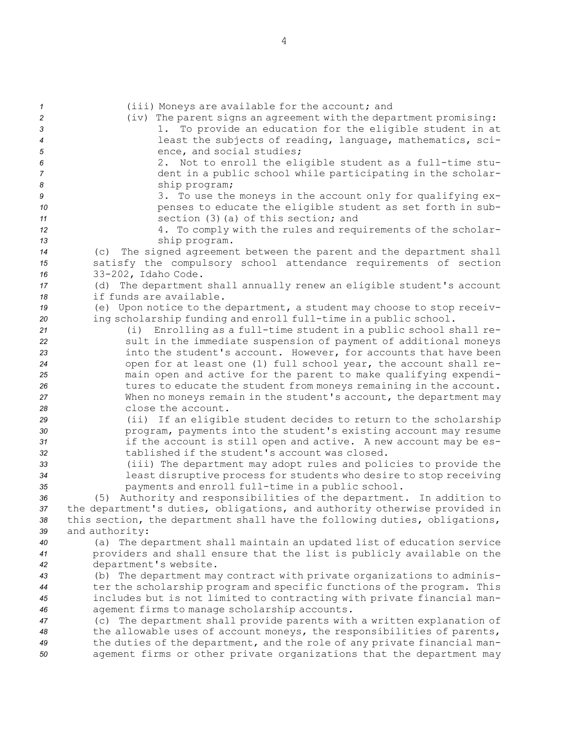(iii) Moneys are available for the account; and

(iv) The parent signs an agreement with the department promising:

1. To provide an education for the eligible student in at least the subjects of reading, language, mathematics, science, and social studies;

2. Not to enroll the eligible student as a full-time student in a public school while participating in the scholarship program;

3. To use the moneys in the account only for qualifying expenses to educate the eligible student as set forth in subsection (3)(a) of this section; and

4. To comply with the rules and requirements of the scholarship program.

(c) The signed agreement between the parent and the department shall satisfy the compulsory school attendance requirements of section 33-202, Idaho Code.

(d) The department shall annually renew an eligible student's account if funds are available.

(e) Upon notice to the department, a student may choose to stop receiving scholarship funding and enroll full-time in a public school.

(i) Enrolling as a full-time student in a public school shall result in the immediate suspension of payment of additional moneys into the student's account. However, for accounts that have been open for at least one (1) full school year, the account shall remain open and active for the parent to make qualifying expenditures to educate the student from moneys remaining in the account. When no moneys remain in the student's account, the department may close the account.

(ii) If an eligible student decides to return to the scholarship program, payments into the student's existing account may resume if the account is still open and active. A new account may be established if the student's account was closed.

(iii) The department may adopt rules and policies to provide the least disruptive process for students who desire to stop receiving payments and enroll full-time in a public school.

(5) Authority and responsibilities of the department. In addition to the department's duties, obligations, and authority otherwise provided in this section, the department shall have the following duties, obligations, and authority:

(a) The department shall maintain an updated list of education service providers and shall ensure that the list is publicly available on the department's website.

(b) The department may contract with private organizations to administer the scholarship program and specific functions of the program. This includes but is not limited to contracting with private financial management firms to manage scholarship accounts.

(c) The department shall provide parents with a written explanation of the allowable uses of account moneys, the responsibilities of parents, the duties of the department, and the role of any private financial management firms or other private organizations that the department may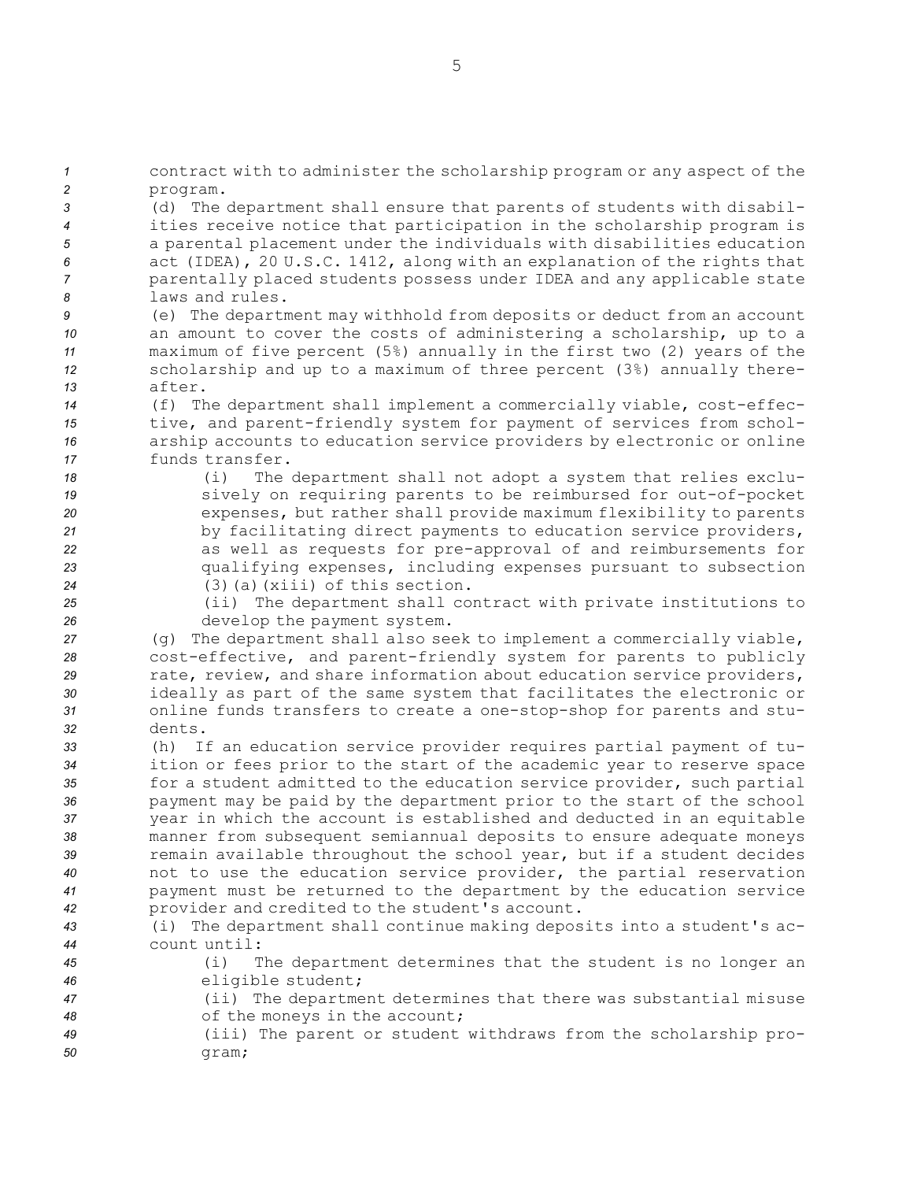contract with to administer the scholarship program or any aspect of the program.

(d) The department shall ensure that parents of students with disabilities receive notice that participation in the scholarship program is a parental placement under the individuals with disabilities education act (IDEA), 20 U.S.C. 1412, along with an explanation of the rights that parentally placed students possess under IDEA and any applicable state laws and rules.

(e) The department may withhold from deposits or deduct from an account an amount to cover the costs of administering a scholarship, up to a maximum of five percent (5%) annually in the first two (2) years of the scholarship and up to a maximum of three percent (3%) annually thereafter.

(f) The department shall implement a commercially viable, cost-effective, and parent-friendly system for payment of services from scholarship accounts to education service providers by electronic or online funds transfer.

(i) The department shall not adopt a system that relies exclusively on requiring parents to be reimbursed for out-of-pocket expenses, but rather shall provide maximum flexibility to parents by facilitating direct payments to education service providers, as well as requests for pre-approval of and reimbursements for qualifying expenses, including expenses pursuant to subsection (3)(a)(xiii) of this section.

(ii) The department shall contract with private institutions to develop the payment system.

(g) The department shall also seek to implement a commercially viable, cost-effective, and parent-friendly system for parents to publicly rate, review, and share information about education service providers, ideally as part of the same system that facilitates the electronic or online funds transfers to create a one-stop-shop for parents and students.

(h) If an education service provider requires partial payment of tuition or fees prior to the start of the academic year to reserve space for a student admitted to the education service provider, such partial payment may be paid by the department prior to the start of the school year in which the account is established and deducted in an equitable manner from subsequent semiannual deposits to ensure adequate moneys remain available throughout the school year, but if a student decides not to use the education service provider, the partial reservation payment must be returned to the department by the education service provider and credited to the student's account.

(i) The department shall continue making deposits into a student's account until:

(i) The department determines that the student is no longer an eligible student;

(ii) The department determines that there was substantial misuse of the moneys in the account;

(iii) The parent or student withdraws from the scholarship program;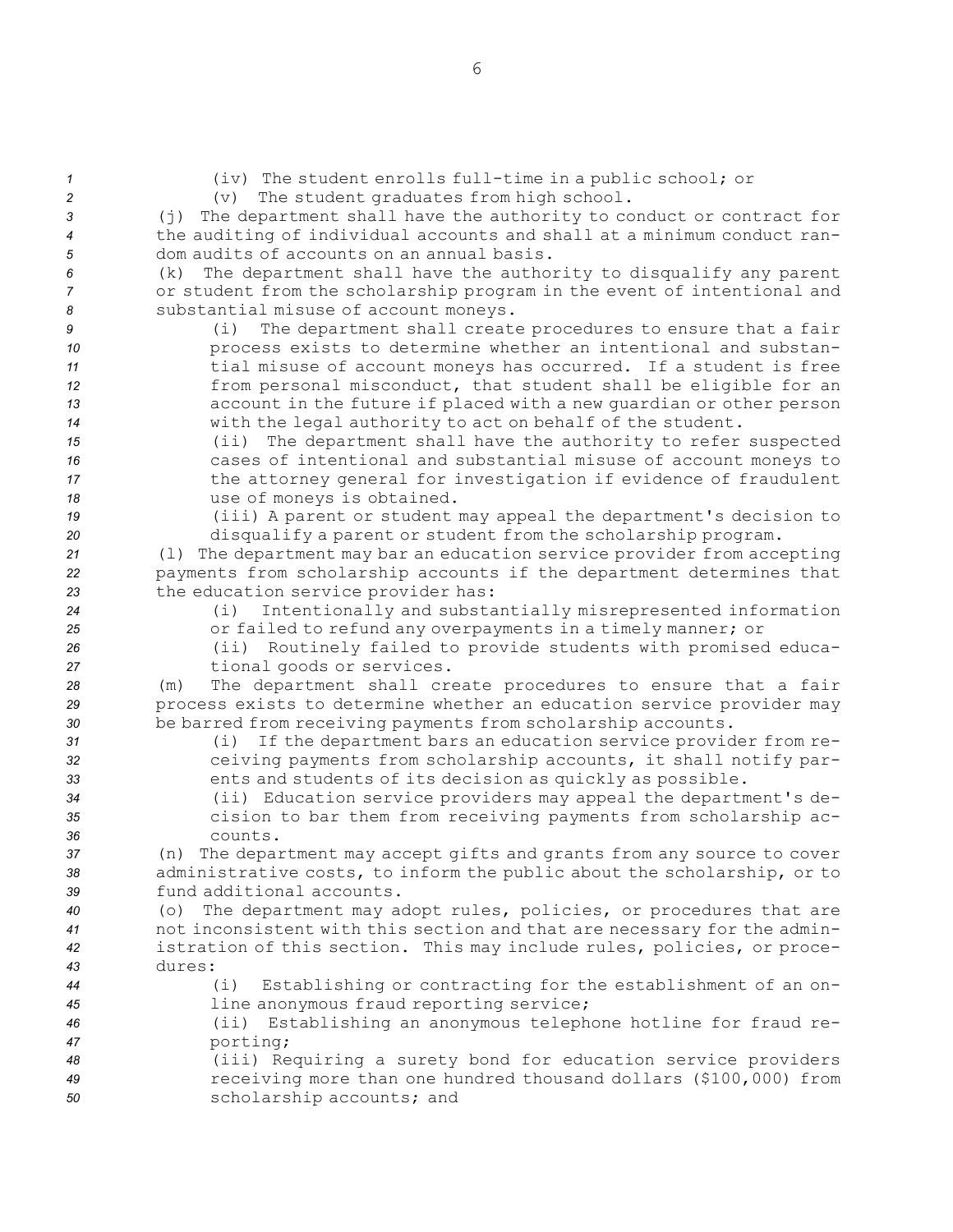(iv) The student enrolls full-time in a public school; or

(v) The student graduates from high school.

(j) The department shall have the authority to conduct or contract for the auditing of individual accounts and shall at a minimum conduct random audits of accounts on an annual basis.

(k) The department shall have the authority to disqualify any parent or student from the scholarship program in the event of intentional and substantial misuse of account moneys.

(i) The department shall create procedures to ensure that a fair process exists to determine whether an intentional and substantial misuse of account moneys has occurred. If a student is free from personal misconduct, that student shall be eligible for an account in the future if placed with a new guardian or other person with the legal authority to act on behalf of the student.

(ii) The department shall have the authority to refer suspected cases of intentional and substantial misuse of account moneys to the attorney general for investigation if evidence of fraudulent use of moneys is obtained.

(iii) A parent or student may appeal the department's decision to disqualify a parent or student from the scholarship program.

(l) The department may bar an education service provider from accepting payments from scholarship accounts if the department determines that the education service provider has:

(i) Intentionally and substantially misrepresented information or failed to refund any overpayments in a timely manner; or

(ii) Routinely failed to provide students with promised educational goods or services.

(m) The department shall create procedures to ensure that a fair process exists to determine whether an education service provider may be barred from receiving payments from scholarship accounts.

(i) If the department bars an education service provider from receiving payments from scholarship accounts, it shall notify parents and students of its decision as quickly as possible.

(ii) Education service providers may appeal the department's decision to bar them from receiving payments from scholarship accounts.

(n) The department may accept gifts and grants from any source to cover administrative costs, to inform the public about the scholarship, or to fund additional accounts.

(o) The department may adopt rules, policies, or procedures that are not inconsistent with this section and that are necessary for the administration of this section. This may include rules, policies, or procedures:

(i) Establishing or contracting for the establishment of an online anonymous fraud reporting service;

(ii) Establishing an anonymous telephone hotline for fraud reporting;

(iii) Requiring a surety bond for education service providers receiving more than one hundred thousand dollars ($100,000) from scholarship accounts; and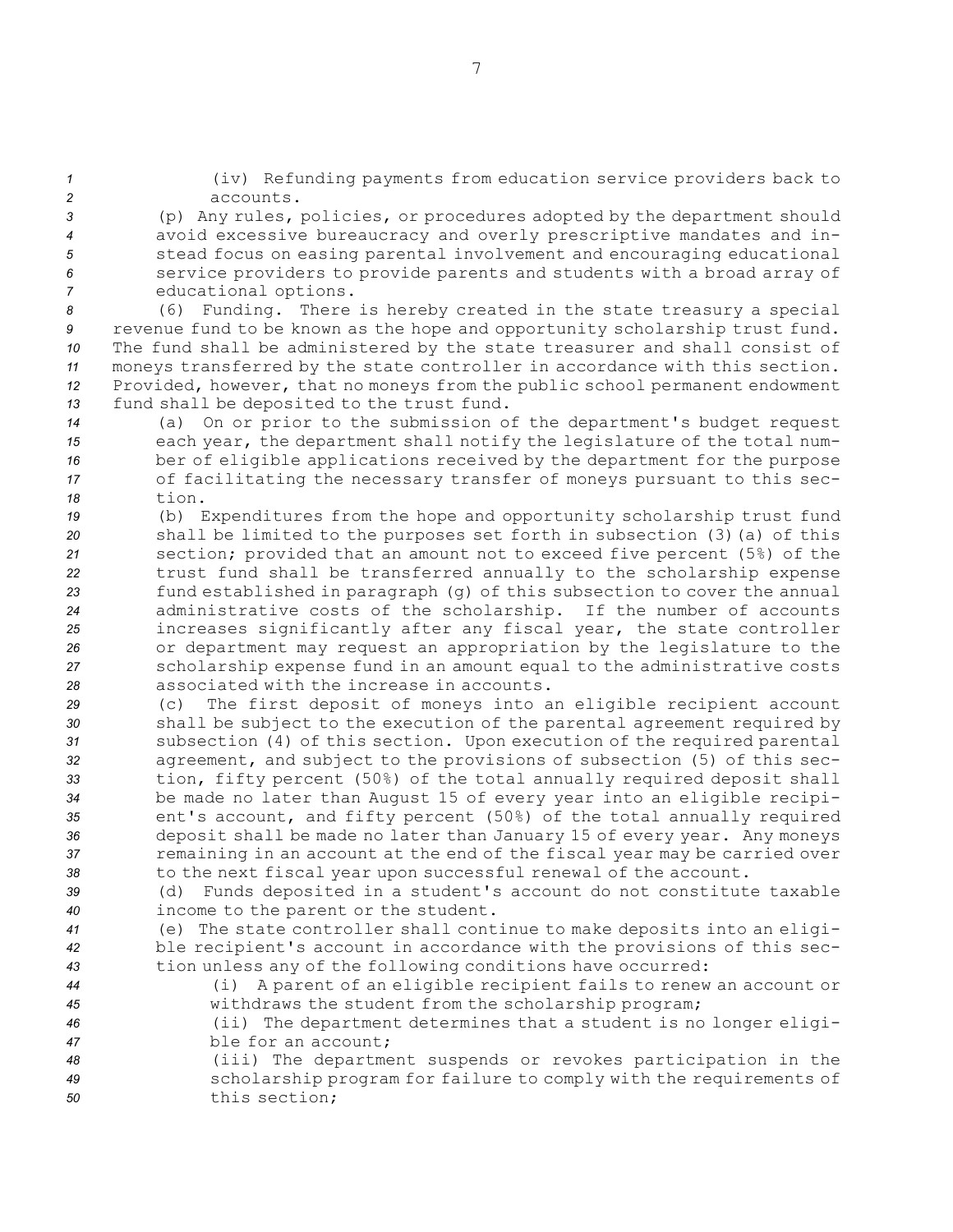(iv) Refunding payments from education service providers back to accounts.

(p) Any rules, policies, or procedures adopted by the department should avoid excessive bureaucracy and overly prescriptive mandates and instead focus on easing parental involvement and encouraging educational service providers to provide parents and students with a broad array of educational options.

(6) Funding. There is hereby created in the state treasury a special revenue fund to be known as the hope and opportunity scholarship trust fund. The fund shall be administered by the state treasurer and shall consist of moneys transferred by the state controller in accordance with this section. Provided, however, that no moneys from the public school permanent endowment fund shall be deposited to the trust fund.

(a) On or prior to the submission of the department's budget request each year, the department shall notify the legislature of the total number of eligible applications received by the department for the purpose of facilitating the necessary transfer of moneys pursuant to this section.

(b) Expenditures from the hope and opportunity scholarship trust fund shall be limited to the purposes set forth in subsection (3)(a) of this section; provided that an amount not to exceed five percent (5%) of the trust fund shall be transferred annually to the scholarship expense fund established in paragraph (g) of this subsection to cover the annual administrative costs of the scholarship. If the number of accounts increases significantly after any fiscal year, the state controller or department may request an appropriation by the legislature to the scholarship expense fund in an amount equal to the administrative costs associated with the increase in accounts.

(c) The first deposit of moneys into an eligible recipient account shall be subject to the execution of the parental agreement required by subsection (4) of this section. Upon execution of the required parental agreement, and subject to the provisions of subsection (5) of this section, fifty percent (50%) of the total annually required deposit shall be made no later than August 15 of every year into an eligible recipient's account, and fifty percent (50%) of the total annually required deposit shall be made no later than January 15 of every year. Any moneys remaining in an account at the end of the fiscal year may be carried over to the next fiscal year upon successful renewal of the account.

(d) Funds deposited in a student's account do not constitute taxable income to the parent or the student.

(e) The state controller shall continue to make deposits into an eligible recipient's account in accordance with the provisions of this section unless any of the following conditions have occurred:

(i) A parent of an eligible recipient fails to renew an account or withdraws the student from the scholarship program;

(ii) The department determines that a student is no longer eligible for an account;

(iii) The department suspends or revokes participation in the scholarship program for failure to comply with the requirements of this section;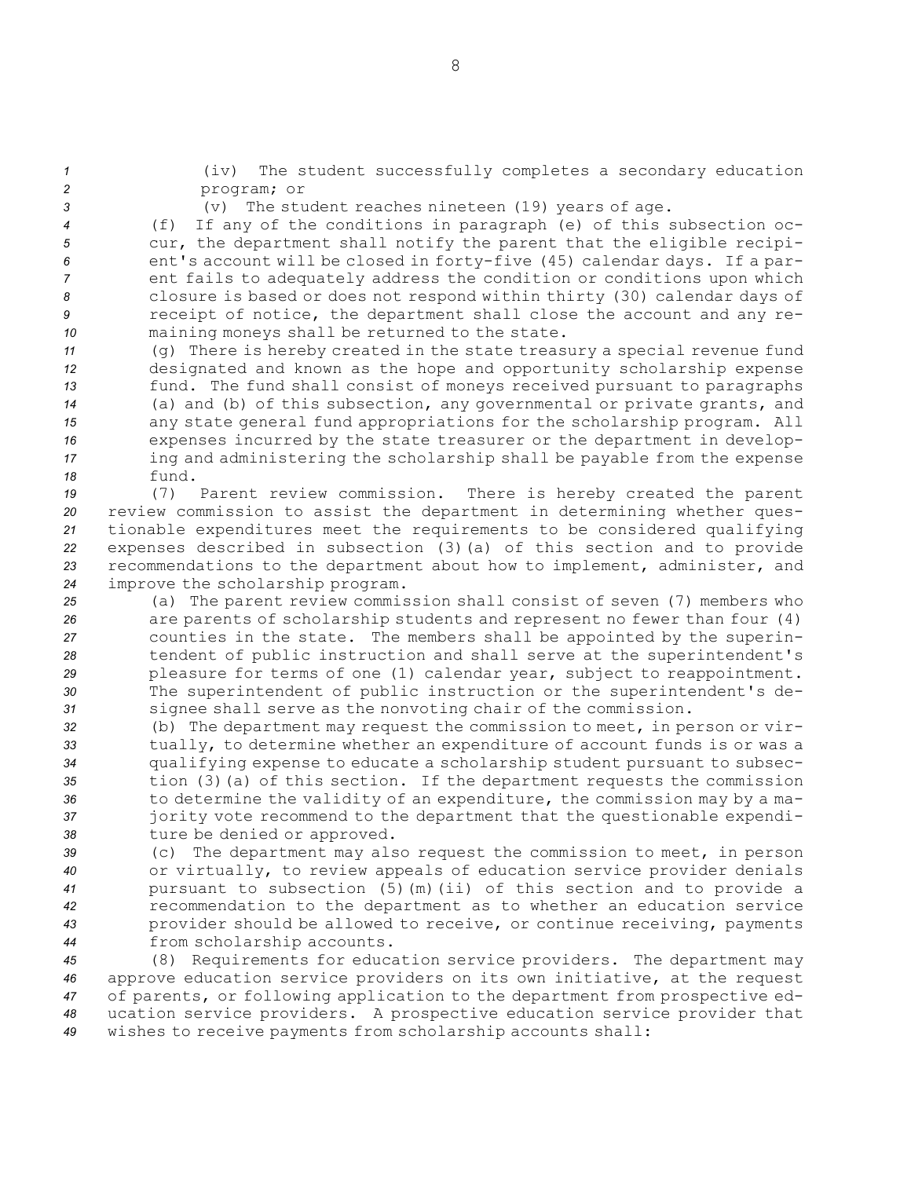(iv) The student successfully completes a secondary education program; or

(v) The student reaches nineteen (19) years of age.

(f) If any of the conditions in paragraph (e) of this subsection occur, the department shall notify the parent that the eligible recipient's account will be closed in forty-five (45) calendar days. If a parent fails to adequately address the condition or conditions upon which closure is based or does not respond within thirty (30) calendar days of receipt of notice, the department shall close the account and any remaining moneys shall be returned to the state.

(g) There is hereby created in the state treasury a special revenue fund designated and known as the hope and opportunity scholarship expense fund. The fund shall consist of moneys received pursuant to paragraphs (a) and (b) of this subsection, any governmental or private grants, and any state general fund appropriations for the scholarship program. All expenses incurred by the state treasurer or the department in developing and administering the scholarship shall be payable from the expense fund.

(7) Parent review commission. There is hereby created the parent review commission to assist the department in determining whether questionable expenditures meet the requirements to be considered qualifying expenses described in subsection (3)(a) of this section and to provide recommendations to the department about how to implement, administer, and improve the scholarship program.

(a) The parent review commission shall consist of seven (7) members who are parents of scholarship students and represent no fewer than four (4) counties in the state. The members shall be appointed by the superintendent of public instruction and shall serve at the superintendent's pleasure for terms of one (1) calendar year, subject to reappointment. The superintendent of public instruction or the superintendent's designee shall serve as the nonvoting chair of the commission.

(b) The department may request the commission to meet, in person or virtually, to determine whether an expenditure of account funds is or was a qualifying expense to educate a scholarship student pursuant to subsection (3)(a) of this section. If the department requests the commission to determine the validity of an expenditure, the commission may by a majority vote recommend to the department that the questionable expenditure be denied or approved.

(c) The department may also request the commission to meet, in person or virtually, to review appeals of education service provider denials pursuant to subsection (5)(m)(ii) of this section and to provide a recommendation to the department as to whether an education service provider should be allowed to receive, or continue receiving, payments from scholarship accounts.

(8) Requirements for education service providers. The department may approve education service providers on its own initiative, at the request of parents, or following application to the department from prospective education service providers. A prospective education service provider that wishes to receive payments from scholarship accounts shall: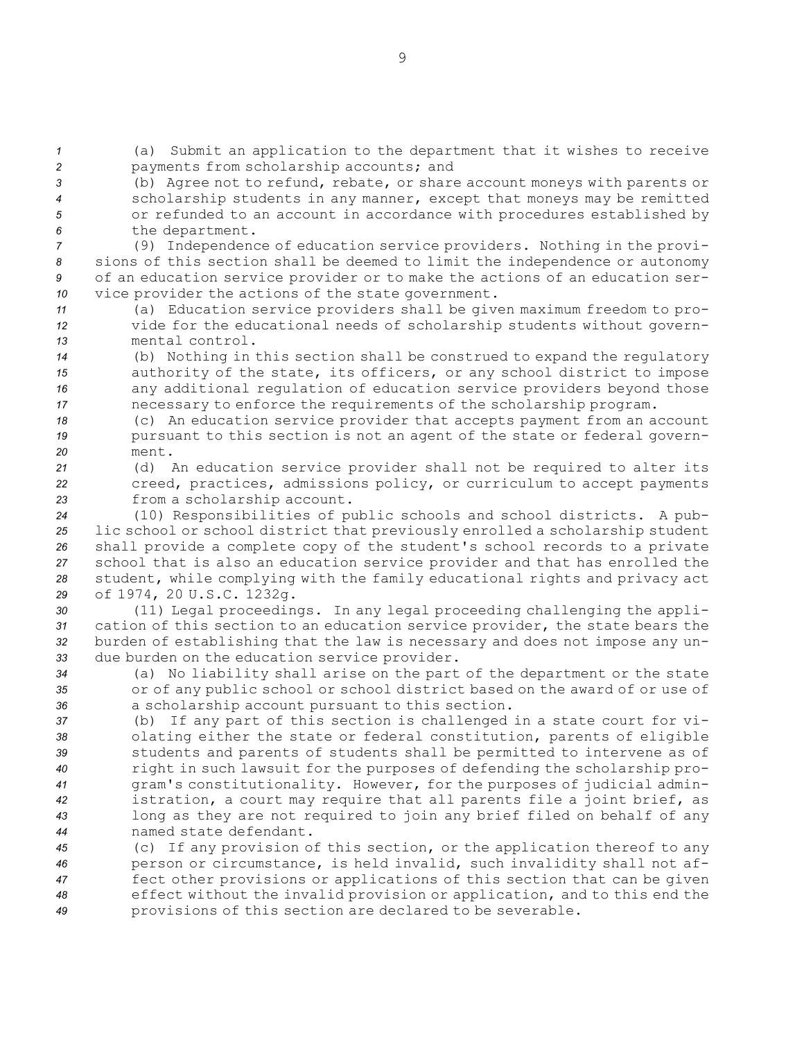(a) Submit an application to the department that it wishes to receive payments from scholarship accounts; and

(b) Agree not to refund, rebate, or share account moneys with parents or scholarship students in any manner, except that moneys may be remitted or refunded to an account in accordance with procedures established by the department.

(9) Independence of education service providers. Nothing in the provisions of this section shall be deemed to limit the independence or autonomy of an education service provider or to make the actions of an education service provider the actions of the state government.

(a) Education service providers shall be given maximum freedom to provide for the educational needs of scholarship students without governmental control.

(b) Nothing in this section shall be construed to expand the regulatory authority of the state, its officers, or any school district to impose any additional regulation of education service providers beyond those necessary to enforce the requirements of the scholarship program.

(c) An education service provider that accepts payment from an account pursuant to this section is not an agent of the state or federal government.

(d) An education service provider shall not be required to alter its creed, practices, admissions policy, or curriculum to accept payments from a scholarship account.

(10) Responsibilities of public schools and school districts. A public school or school district that previously enrolled a scholarship student shall provide a complete copy of the student's school records to a private school that is also an education service provider and that has enrolled the student, while complying with the family educational rights and privacy act of 1974, 20 U.S.C. 1232g.

(11) Legal proceedings. In any legal proceeding challenging the application of this section to an education service provider, the state bears the burden of establishing that the law is necessary and does not impose any undue burden on the education service provider.

(a) No liability shall arise on the part of the department or the state or of any public school or school district based on the award of or use of a scholarship account pursuant to this section.

(b) If any part of this section is challenged in a state court for violating either the state or federal constitution, parents of eligible students and parents of students shall be permitted to intervene as of right in such lawsuit for the purposes of defending the scholarship program's constitutionality. However, for the purposes of judicial administration, a court may require that all parents file a joint brief, as long as they are not required to join any brief filed on behalf of any named state defendant.

(c) If any provision of this section, or the application thereof to any person or circumstance, is held invalid, such invalidity shall not affect other provisions or applications of this section that can be given effect without the invalid provision or application, and to this end the provisions of this section are declared to be severable.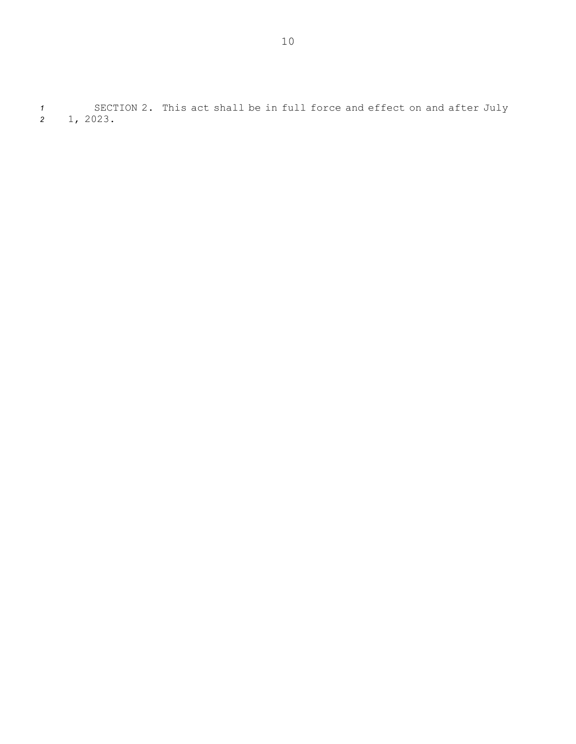SECTION 2. This act shall be in full force and effect on and after July 1, 2023.